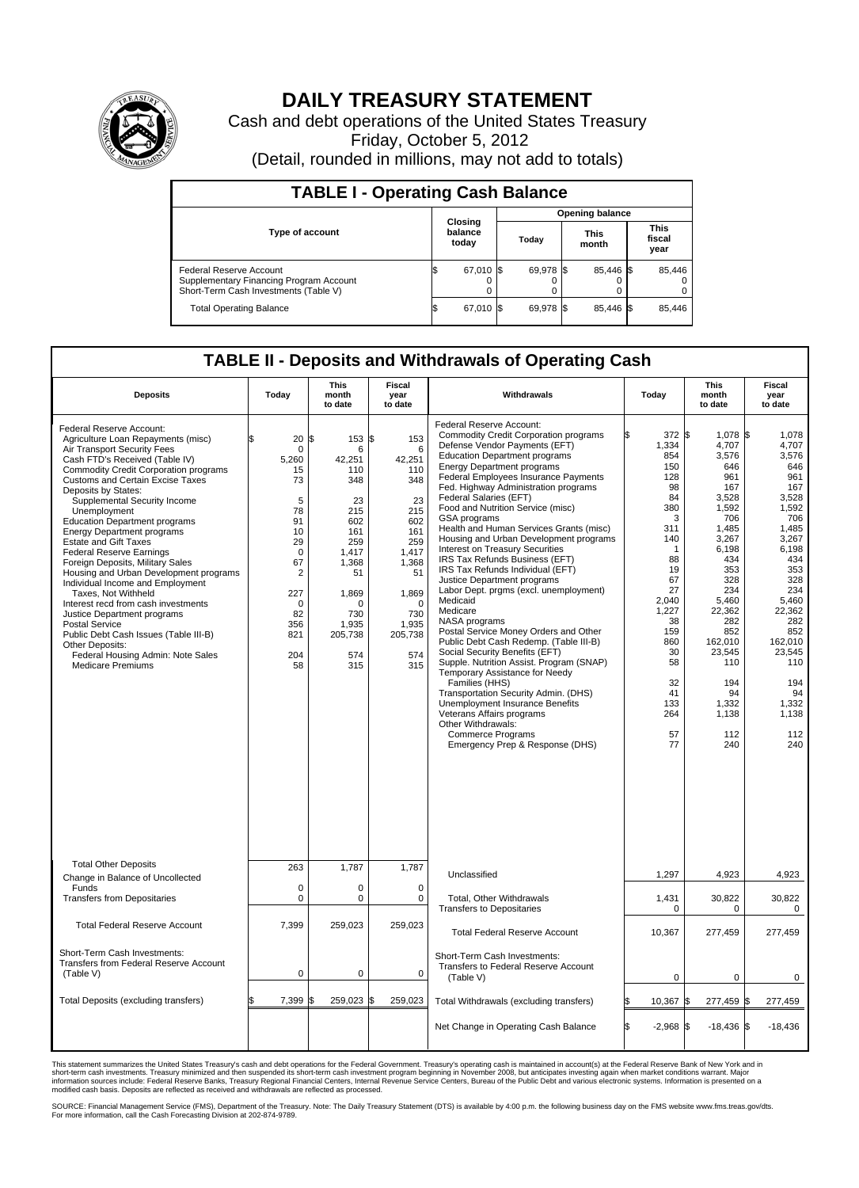# DAILY TREASURY STATEMENT

Cash and debt operations of the United States Treasury

Friday, October 5, 2012

(Detail, rounded in millions, may not add to totals)

## TABLE I - Operating Cash Balance

| Type of account | Closing balance today | Opening balance Today | Opening balance This month | Opening balance This fiscal year |
|---|---|---|---|---|
| Federal Reserve Account | $ 67,010 | $ 69,978 | $ 85,446 | $ 85,446 |
| Supplementary Financing Program Account | 0 | 0 | 0 | 0 |
| Short-Term Cash Investments (Table V) | 0 | 0 | 0 | 0 |
| Total Operating Balance | $ 67,010 | $ 69,978 | $ 85,446 | $ 85,446 |

## TABLE II - Deposits and Withdrawals of Operating Cash

| Deposits | Today | This month to date | Fiscal year to date | Withdrawals | Today | This month to date | Fiscal year to date |
|---|---|---|---|---|---|---|---|
| Federal Reserve Account: | | | | Federal Reserve Account: | | | |
| Agriculture Loan Repayments (misc) | $ 20 | $ 153 | $ 153 | Commodity Credit Corporation programs | $ 372 | $ 1,078 | $ 1,078 |
| Air Transport Security Fees | 0 | 6 | 6 | Defense Vendor Payments (EFT) | 1,334 | 4,707 | 4,707 |
| Cash FTD's Received (Table IV) | 5,260 | 42,251 | 42,251 | Education Department programs | 854 | 3,576 | 3,576 |
| Commodity Credit Corporation programs | 15 | 110 | 110 | Energy Department programs | 150 | 646 | 646 |
| Customs and Certain Excise Taxes | 73 | 348 | 348 | Federal Employees Insurance Payments | 128 | 961 | 961 |
| Deposits by States: | | | | Fed. Highway Administration programs | 98 | 167 | 167 |
| Supplemental Security Income | 5 | 23 | 23 | Federal Salaries (EFT) | 84 | 3,528 | 3,528 |
| Unemployment | 78 | 215 | 215 | Food and Nutrition Service (misc) | 380 | 1,592 | 1,592 |
| Education Department programs | 91 | 602 | 602 | GSA programs | 3 | 706 | 706 |
| Energy Department programs | 10 | 161 | 161 | Health and Human Services Grants (misc) | 311 | 1,485 | 1,485 |
| Estate and Gift Taxes | 29 | 259 | 259 | Housing and Urban Development programs | 140 | 3,267 | 3,267 |
| Federal Reserve Earnings | 0 | 1,417 | 1,417 | Interest on Treasury Securities | 1 | 6,198 | 6,198 |
| Foreign Deposits, Military Sales | 67 | 1,368 | 1,368 | IRS Tax Refunds Business (EFT) | 88 | 434 | 434 |
| Housing and Urban Development programs | 2 | 51 | 51 | IRS Tax Refunds Individual (EFT) | 19 | 353 | 353 |
| Individual Income and Employment | | | | Justice Department programs | 67 | 328 | 328 |
| Taxes, Not Withheld | 227 | 1,869 | 1,869 | Labor Dept. prgms (excl. unemployment) | 27 | 234 | 234 |
| Interest recd from cash investments | 0 | 0 | 0 | Medicaid | 2,040 | 5,460 | 5,460 |
| Justice Department programs | 82 | 730 | 730 | Medicare | 1,227 | 22,362 | 22,362 |
| Postal Service | 356 | 1,935 | 1,935 | NASA programs | 38 | 282 | 282 |
| Public Debt Cash Issues (Table III-B) | 821 | 205,738 | 205,738 | Postal Service Money Orders and Other | 159 | 852 | 852 |
| Other Deposits: | | | | Public Debt Cash Redemp. (Table III-B) | 860 | 162,010 | 162,010 |
| Federal Housing Admin: Note Sales | 204 | 574 | 574 | Social Security Benefits (EFT) | 30 | 23,545 | 23,545 |
| Medicare Premiums | 58 | 315 | 315 | Supple. Nutrition Assist. Program (SNAP) | 58 | 110 | 110 |
| | | | | Temporary Assistance for Needy Families (HHS) | 32 | 194 | 194 |
| | | | | Transportation Security Admin. (DHS) | 41 | 94 | 94 |
| | | | | Unemployment Insurance Benefits | 133 | 1,332 | 1,332 |
| | | | | Veterans Affairs programs | 264 | 1,138 | 1,138 |
| | | | | Other Withdrawals: | | | |
| | | | | Commerce Programs | 57 | 112 | 112 |
| | | | | Emergency Prep & Response (DHS) | 77 | 240 | 240 |
| Total Other Deposits | 263 | 1,787 | 1,787 | Unclassified | 1,297 | 4,923 | 4,923 |
| Change in Balance of Uncollected Funds | 0 | 0 | 0 | | | | |
| Transfers from Depositaries | 0 | 0 | 0 | Total, Other Withdrawals | 1,431 | 30,822 | 30,822 |
| | | | | Transfers to Depositaries | 0 | 0 | 0 |
| Total Federal Reserve Account | 7,399 | 259,023 | 259,023 | Total Federal Reserve Account | 10,367 | 277,459 | 277,459 |
| Short-Term Cash Investments: Transfers from Federal Reserve Account (Table V) | 0 | 0 | 0 | Short-Term Cash Investments: Transfers to Federal Reserve Account (Table V) | 0 | 0 | 0 |
| Total Deposits (excluding transfers) | $ 7,399 | $ 259,023 | $ 259,023 | Total Withdrawals (excluding transfers) | $ 10,367 | $ 277,459 | $ 277,459 |
| | | | | Net Change in Operating Cash Balance | $ -2,968 | $ -18,436 | $ -18,436 |

This statement summarizes the United States Treasury's cash and debt operations for the Federal Government. Treasury's operating cash is maintained in account(s) at the Federal Reserve Bank of New York and in short-term cash investments. Treasury minimized and then suspended its short-term cash investment program beginning in November 2008, but anticipates investing again when market conditions warrant. Major information sources include: Federal Reserve Banks, Treasury Regional Financial Centers, Internal Revenue Service Centers, Bureau of the Public Debt and various electronic systems. Information is presented on a modified cash basis. Deposits are reflected as received and withdrawals are reflected as processed.

SOURCE: Financial Management Service (FMS), Department of the Treasury. Note: The Daily Treasury Statement (DTS) is available by 4:00 p.m. the following business day on the FMS website www.fms.treas.gov/dts. For more information, call the Cash Forecasting Division at 202-874-9789.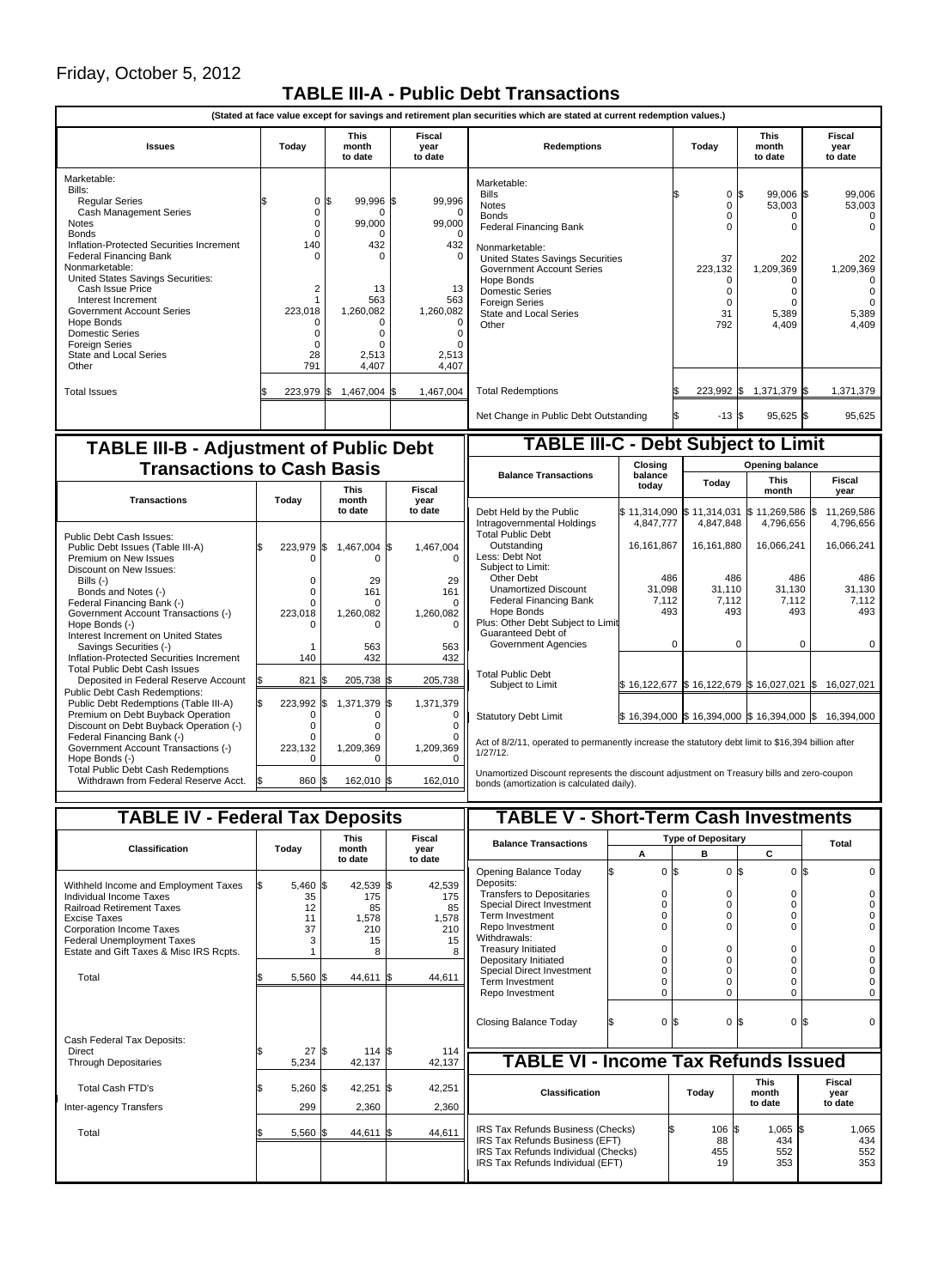Friday, October 5, 2012

# TABLE III-A - Public Debt Transactions

(Stated at face value except for savings and retirement plan securities which are stated at current redemption values.)

| Issues | Today | This month to date | Fiscal year to date |
|---|---|---|---|
| Marketable: | | | |
| Bills: | | | |
| Regular Series | $ 0 | $ 99,996 | $ 99,996 |
| Cash Management Series | 0 | 0 | 0 |
| Notes | 0 | 99,000 | 99,000 |
| Bonds | 0 | 0 | 0 |
| Inflation-Protected Securities Increment | 140 | 432 | 432 |
| Federal Financing Bank | 0 | 0 | 0 |
| Nonmarketable: | | | |
| United States Savings Securities: | | | |
| Cash Issue Price | 2 | 13 | 13 |
| Interest Increment | 1 | 563 | 563 |
| Government Account Series | 223,018 | 1,260,082 | 1,260,082 |
| Hope Bonds | 0 | 0 | 0 |
| Domestic Series | 0 | 0 | 0 |
| Foreign Series | 0 | 0 | 0 |
| State and Local Series | 28 | 2,513 | 2,513 |
| Other | 791 | 4,407 | 4,407 |
| Total Issues | $ 223,979 | $ 1,467,004 | $ 1,467,004 |

| Redemptions | Today | This month to date | Fiscal year to date |
|---|---|---|---|
| Marketable: | | | |
| Bills | $ 0 | $ 99,006 | $ 99,006 |
| Notes | 0 | 53,003 | 53,003 |
| Bonds | 0 | 0 | 0 |
| Federal Financing Bank | 0 | 0 | 0 |
| Nonmarketable: | | | |
| United States Savings Securities | 37 | 202 | 202 |
| Government Account Series | 223,132 | 1,209,369 | 1,209,369 |
| Hope Bonds | 0 | 0 | 0 |
| Domestic Series | 0 | 0 | 0 |
| Foreign Series | 0 | 0 | 0 |
| State and Local Series | 31 | 5,389 | 5,389 |
| Other | 792 | 4,409 | 4,409 |
| Total Redemptions | $ 223,992 | $ 1,371,379 | $ 1,371,379 |
| Net Change in Public Debt Outstanding | $ -13 | $ 95,625 | $ 95,625 |

# TABLE III-B - Adjustment of Public Debt Transactions to Cash Basis

| Transactions | Today | This month to date | Fiscal year to date |
|---|---|---|---|
| Public Debt Cash Issues: | | | |
| Public Debt Issues (Table III-A) | $ 223,979 | $ 1,467,004 | $ 1,467,004 |
| Premium on New Issues | 0 | 0 | 0 |
| Discount on New Issues: | | | |
| Bills (-) | 0 | 29 | 29 |
| Bonds and Notes (-) | 0 | 161 | 161 |
| Federal Financing Bank (-) | 0 | 0 | 0 |
| Government Account Transactions (-) | 223,018 | 1,260,082 | 1,260,082 |
| Hope Bonds (-) | 0 | 0 | 0 |
| Interest Increment on United States Savings Securities (-) | 1 | 563 | 563 |
| Inflation-Protected Securities Increment | 140 | 432 | 432 |
| Total Public Debt Cash Issues Deposited in Federal Reserve Account | $ 821 | $ 205,738 | $ 205,738 |
| Public Debt Cash Redemptions: | | | |
| Public Debt Redemptions (Table III-A) | $ 223,992 | $ 1,371,379 | $ 1,371,379 |
| Premium on Debt Buyback Operation | 0 | 0 | 0 |
| Discount on Debt Buyback Operation (-) | 0 | 0 | 0 |
| Federal Financing Bank (-) | 0 | 0 | 0 |
| Government Account Transactions (-) | 223,132 | 1,209,369 | 1,209,369 |
| Hope Bonds (-) | 0 | 0 | 0 |
| Total Public Debt Cash Redemptions Withdrawn from Federal Reserve Acct. | $ 860 | $ 162,010 | $ 162,010 |

# TABLE III-C - Debt Subject to Limit

| Balance Transactions | Closing balance today | Opening balance Today | This month | Fiscal year |
|---|---|---|---|---|
| Debt Held by the Public | $ 11,314,090 | $ 11,314,031 | $ 11,269,586 | $ 11,269,586 |
| Intragovernmental Holdings | 4,847,777 | 4,847,848 | 4,796,656 | 4,796,656 |
| Total Public Debt Outstanding | 16,161,867 | 16,161,880 | 16,066,241 | 16,066,241 |
| Less: Debt Not Subject to Limit: | | | | |
| Other Debt | 486 | 486 | 486 | 486 |
| Unamortized Discount | 31,098 | 31,110 | 31,130 | 31,130 |
| Federal Financing Bank | 7,112 | 7,112 | 7,112 | 7,112 |
| Hope Bonds | 493 | 493 | 493 | 493 |
| Plus: Other Debt Subject to Limit | | | | |
| Guaranteed Debt of Government Agencies | 0 | 0 | 0 | 0 |
| Total Public Debt Subject to Limit | $ 16,122,677 | $ 16,122,679 | $ 16,027,021 | $ 16,027,021 |
| Statutory Debt Limit | $ 16,394,000 | $ 16,394,000 | $ 16,394,000 | $ 16,394,000 |

Act of 8/2/11, operated to permanently increase the statutory debt limit to $16,394 billion after 1/27/12.

Unamortized Discount represents the discount adjustment on Treasury bills and zero-coupon bonds (amortization is calculated daily).

# TABLE IV - Federal Tax Deposits

| Classification | Today | This month to date | Fiscal year to date |
|---|---|---|---|
| Withheld Income and Employment Taxes | $ 5,460 | $ 42,539 | $ 42,539 |
| Individual Income Taxes | 35 | 175 | 175 |
| Railroad Retirement Taxes | 12 | 85 | 85 |
| Excise Taxes | 11 | 1,578 | 1,578 |
| Corporation Income Taxes | 37 | 210 | 210 |
| Federal Unemployment Taxes | 3 | 15 | 15 |
| Estate and Gift Taxes & Misc IRS Rcpts. | 1 | 8 | 8 |
| Total | $ 5,560 | $ 44,611 | $ 44,611 |
| Cash Federal Tax Deposits: | | | |
| Direct | $ 27 | $ 114 | $ 114 |
| Through Depositaries | 5,234 | 42,137 | 42,137 |
| Total Cash FTD's | $ 5,260 | $ 42,251 | $ 42,251 |
| Inter-agency Transfers | 299 | 2,360 | 2,360 |
| Total | $ 5,560 | $ 44,611 | $ 44,611 |

# TABLE V - Short-Term Cash Investments

| Balance Transactions | Type of Depositary A | B | C | Total |
|---|---|---|---|---|
| Opening Balance Today | $ 0 | $ 0 | $ 0 | $ 0 |
| Deposits: | | | | |
| Transfers to Depositaries | 0 | 0 | 0 | 0 |
| Special Direct Investment | 0 | 0 | 0 | 0 |
| Term Investment | 0 | 0 | 0 | 0 |
| Repo Investment | 0 | 0 | 0 | 0 |
| Withdrawals: | | | | |
| Treasury Initiated | 0 | 0 | 0 | 0 |
| Depositary Initiated | 0 | 0 | 0 | 0 |
| Special Direct Investment | 0 | 0 | 0 | 0 |
| Term Investment | 0 | 0 | 0 | 0 |
| Repo Investment | 0 | 0 | 0 | 0 |
| Closing Balance Today | $ 0 | $ 0 | $ 0 | $ 0 |

# TABLE VI - Income Tax Refunds Issued

| Classification | Today | This month to date | Fiscal year to date |
|---|---|---|---|
| IRS Tax Refunds Business (Checks) | $ 106 | $ 1,065 | $ 1,065 |
| IRS Tax Refunds Business (EFT) | 88 | 434 | 434 |
| IRS Tax Refunds Individual (Checks) | 455 | 552 | 552 |
| IRS Tax Refunds Individual (EFT) | 19 | 353 | 353 |